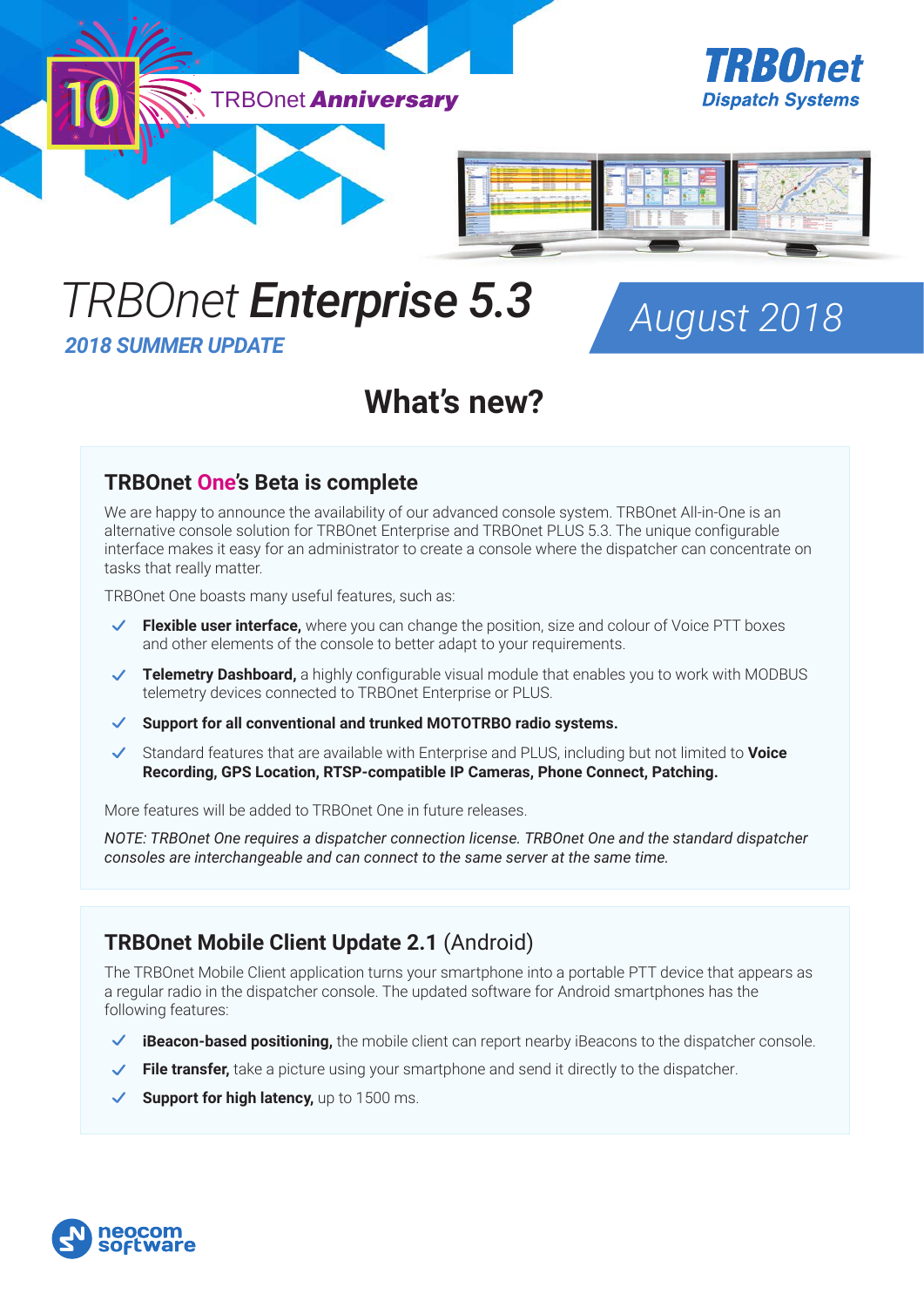10 TRBOnet ***Anniversary***

**TRBOnet**
*Dispatch Systems*

# *TRBOnet **Enterprise 5.3***

***2018 SUMMER UPDATE***

*August 2018*

## What's new?

### TRBOnet One's Beta is complete

We are happy to announce the availability of our advanced console system. TRBOnet All-in-One is an alternative console solution for TRBOnet Enterprise and TRBOnet PLUS 5.3. The unique configurable interface makes it easy for an administrator to create a console where the dispatcher can concentrate on tasks that really matter.

TRBOnet One boasts many useful features, such as:

- **Flexible user interface,** where you can change the position, size and colour of Voice PTT boxes and other elements of the console to better adapt to your requirements.
- **Telemetry Dashboard,** a highly configurable visual module that enables you to work with MODBUS telemetry devices connected to TRBOnet Enterprise or PLUS.
- **Support for all conventional and trunked MOTOTRBO radio systems.**
- Standard features that are available with Enterprise and PLUS, including but not limited to **Voice Recording, GPS Location, RTSP-compatible IP Cameras, Phone Connect, Patching.**

More features will be added to TRBOnet One in future releases.

*NOTE: TRBOnet One requires a dispatcher connection license. TRBOnet One and the standard dispatcher consoles are interchangeable and can connect to the same server at the same time.*

### TRBOnet Mobile Client Update 2.1 (Android)

The TRBOnet Mobile Client application turns your smartphone into a portable PTT device that appears as a regular radio in the dispatcher console. The updated software for Android smartphones has the following features:

- **iBeacon-based positioning,** the mobile client can report nearby iBeacons to the dispatcher console.
- **File transfer,** take a picture using your smartphone and send it directly to the dispatcher.
- **Support for high latency,** up to 1500 ms.

neocom software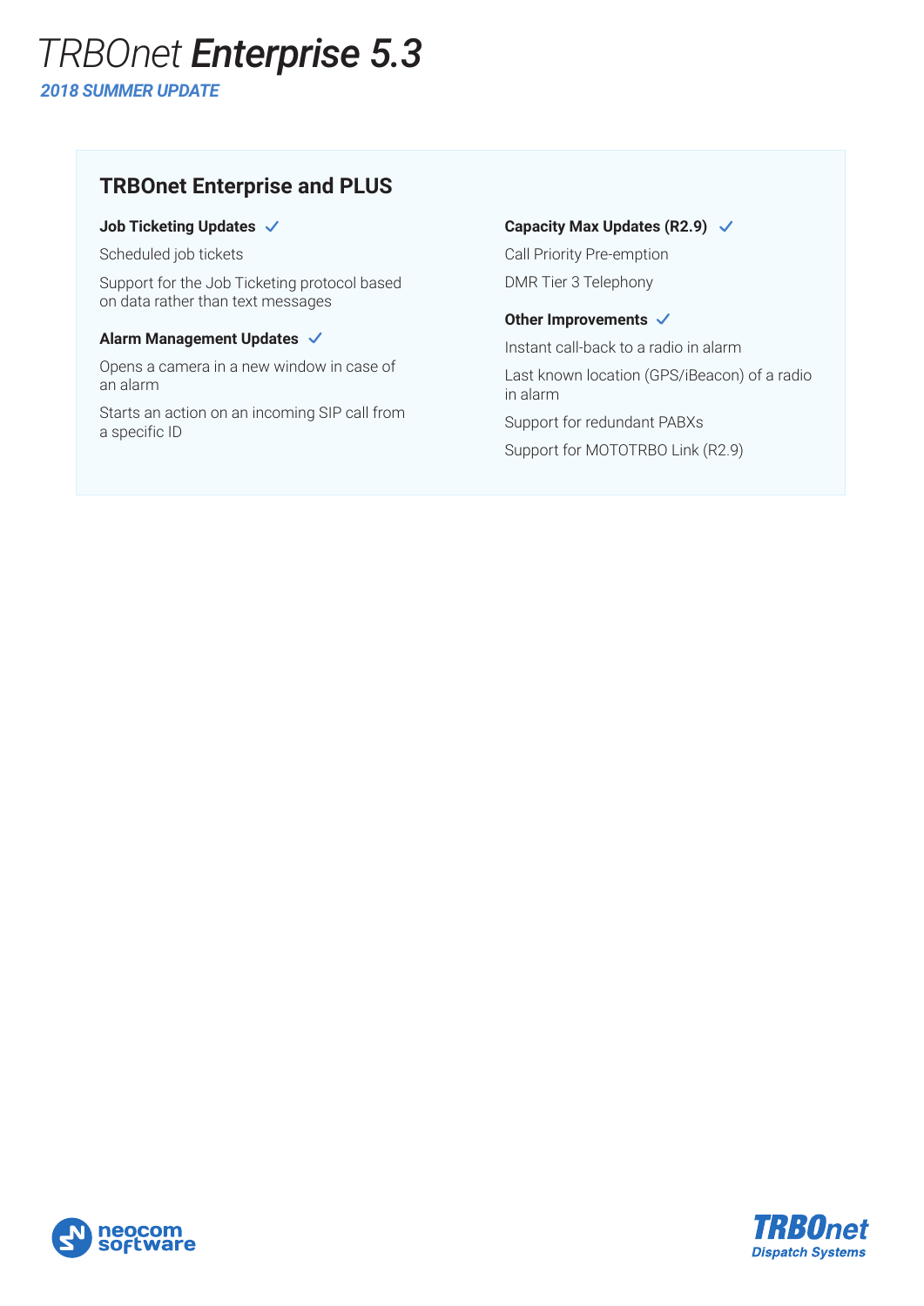# TRBOnet *Enterprise 5.3*

***2018 SUMMER UPDATE***

## TRBOnet Enterprise and PLUS

### Job Ticketing Updates ✓

Scheduled job tickets

Support for the Job Ticketing protocol based on data rather than text messages

### Alarm Management Updates ✓

Opens a camera in a new window in case of an alarm

Starts an action on an incoming SIP call from a specific ID

### Capacity Max Updates (R2.9) ✓

Call Priority Pre-emption

DMR Tier 3 Telephony

### Other Improvements ✓

Instant call-back to a radio in alarm

Last known location (GPS/iBeacon) of a radio in alarm

Support for redundant PABXs

Support for MOTOTRBO Link (R2.9)

neocom software

TRBOnet Dispatch Systems